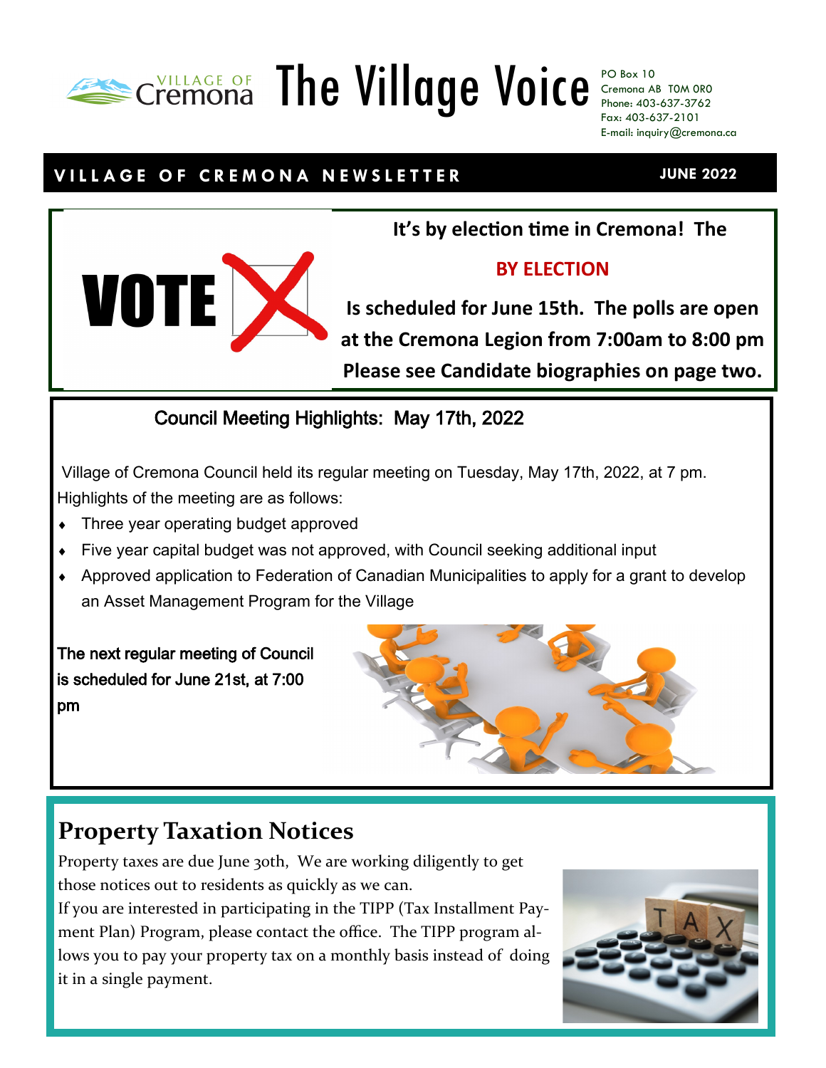# The Village Voice

Village of Cremona

PO Box 10
Cremona AB T0M 0R0
Phone: 403-637-3762
Fax: 403-637-2101
E-mail: inquiry@cremona.ca

**VILLAGE OF CREMONA NEWSLETTER** **JUNE 2022**

VOTE

**It's by election time in Cremona! The**

**BY ELECTION**

**Is scheduled for June 15th. The polls are open at the Cremona Legion from 7:00am to 8:00 pm Please see Candidate biographies on page two.**

## Council Meeting Highlights: May 17th, 2022

Village of Cremona Council held its regular meeting on Tuesday, May 17th, 2022, at 7 pm. Highlights of the meeting are as follows:

- Three year operating budget approved
- Five year capital budget was not approved, with Council seeking additional input
- Approved application to Federation of Canadian Municipalities to apply for a grant to develop an Asset Management Program for the Village

The next regular meeting of Council is scheduled for June 21st, at 7:00 pm

## Property Taxation Notices

Property taxes are due June 30th, We are working diligently to get those notices out to residents as quickly as we can.

If you are interested in participating in the TIPP (Tax Installment Payment Plan) Program, please contact the office. The TIPP program allows you to pay your property tax on a monthly basis instead of doing it in a single payment.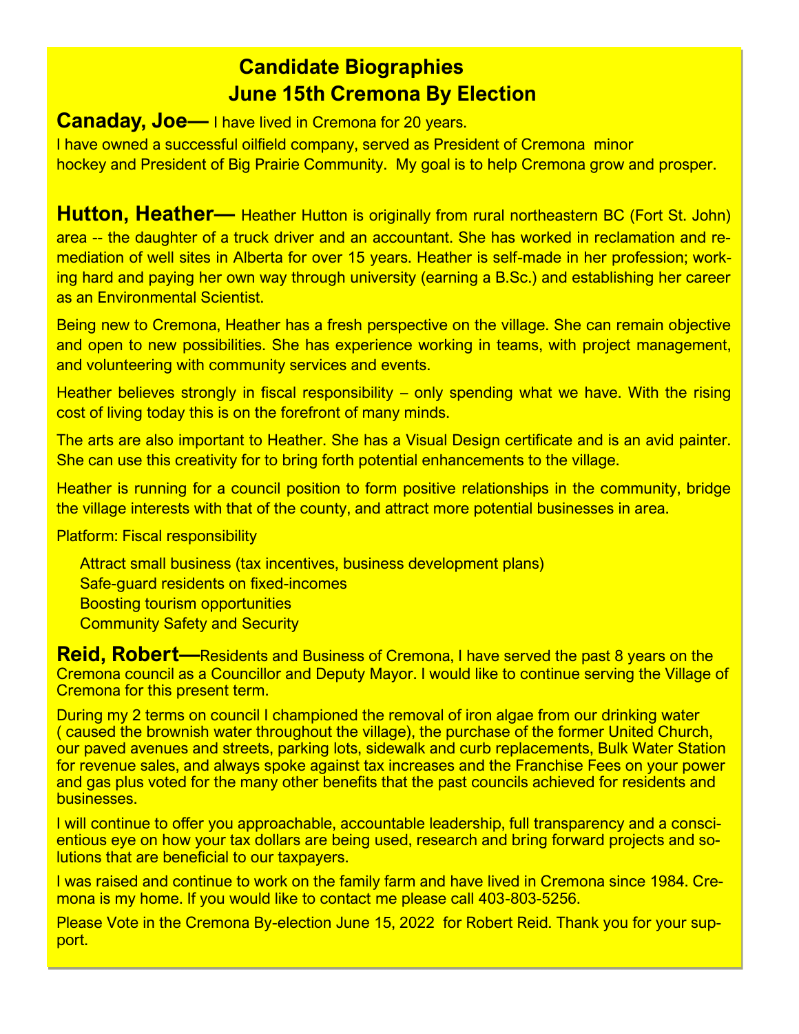# Candidate Biographies
# June 15th Cremona By Election

**Canaday, Joe—** I have lived in Cremona for 20 years.

I have owned a successful oilfield company, served as President of Cremona minor hockey and President of Big Prairie Community. My goal is to help Cremona grow and prosper.

**Hutton, Heather—** Heather Hutton is originally from rural northeastern BC (Fort St. John) area -- the daughter of a truck driver and an accountant. She has worked in reclamation and remediation of well sites in Alberta for over 15 years. Heather is self-made in her profession; working hard and paying her own way through university (earning a B.Sc.) and establishing her career as an Environmental Scientist.

Being new to Cremona, Heather has a fresh perspective on the village. She can remain objective and open to new possibilities. She has experience working in teams, with project management, and volunteering with community services and events.

Heather believes strongly in fiscal responsibility – only spending what we have. With the rising cost of living today this is on the forefront of many minds.

The arts are also important to Heather. She has a Visual Design certificate and is an avid painter. She can use this creativity for to bring forth potential enhancements to the village.

Heather is running for a council position to form positive relationships in the community, bridge the village interests with that of the county, and attract more potential businesses in area.

Platform: Fiscal responsibility

- Attract small business (tax incentives, business development plans)
- Safe-guard residents on fixed-incomes
- Boosting tourism opportunities
- Community Safety and Security

**Reid, Robert—**Residents and Business of Cremona, I have served the past 8 years on the Cremona council as a Councillor and Deputy Mayor. I would like to continue serving the Village of Cremona for this present term.

During my 2 terms on council I championed the removal of iron algae from our drinking water ( caused the brownish water throughout the village), the purchase of the former United Church, our paved avenues and streets, parking lots, sidewalk and curb replacements, Bulk Water Station for revenue sales, and always spoke against tax increases and the Franchise Fees on your power and gas plus voted for the many other benefits that the past councils achieved for residents and businesses.

I will continue to offer you approachable, accountable leadership, full transparency and a conscientious eye on how your tax dollars are being used, research and bring forward projects and solutions that are beneficial to our taxpayers.

I was raised and continue to work on the family farm and have lived in Cremona since 1984. Cremona is my home. If you would like to contact me please call 403-803-5256.

Please Vote in the Cremona By-election June 15, 2022 for Robert Reid. Thank you for your support.